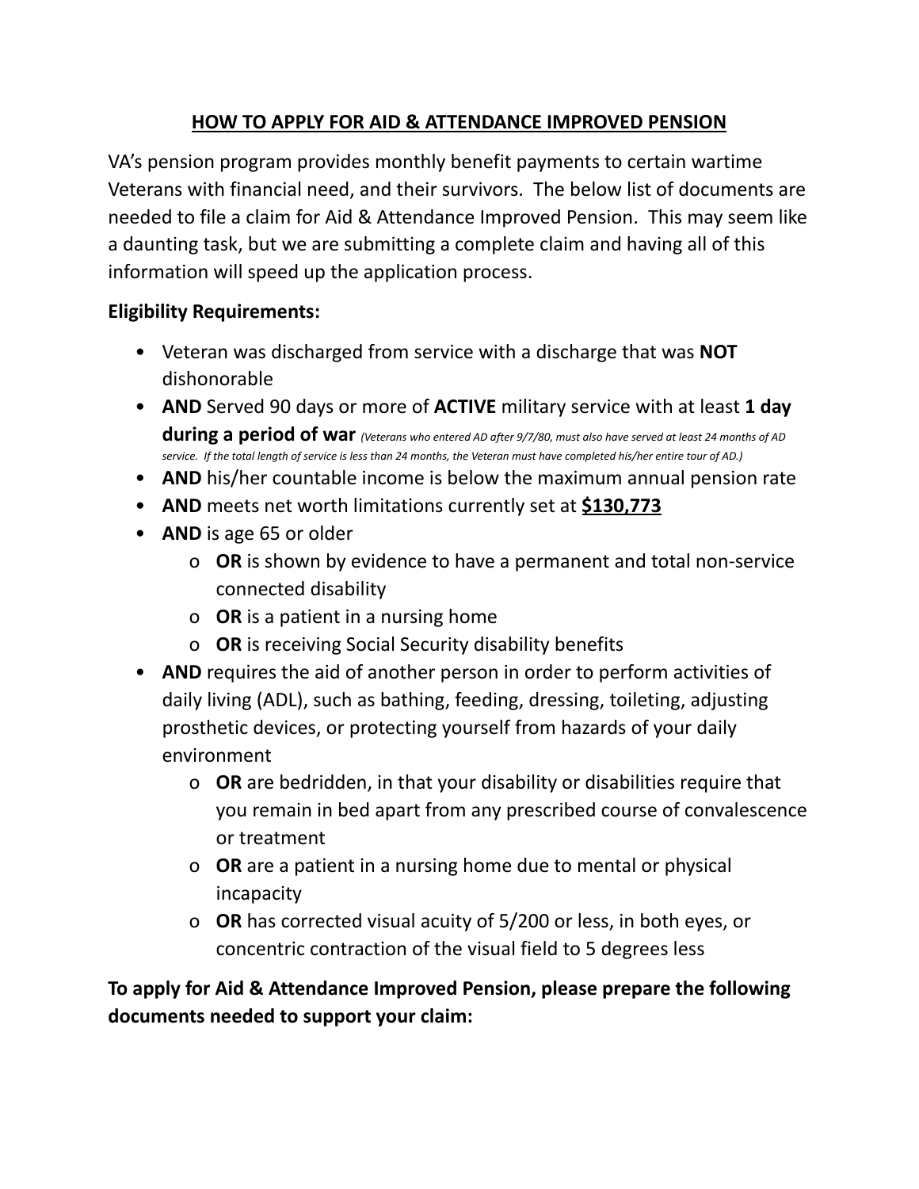# <u>HOW TO APPLY FOR AID & ATTENDANCE IMPROVED PENSION</u>

VA's pension program provides monthly benefit payments to certain wartime Veterans with financial need, and their survivors. The below list of documents are needed to file a claim for Aid & Attendance Improved Pension. This may seem like a daunting task, but we are submitting a complete claim and having all of this information will speed up the application process.

**Eligibility Requirements:**

- Veteran was discharged from service with a discharge that was **NOT** dishonorable
- **AND** Served 90 days or more of **ACTIVE** military service with at least **1 day during a period of war** *(Veterans who entered AD after 9/7/80, must also have served at least 24 months of AD service. If the total length of service is less than 24 months, the Veteran must have completed his/her entire tour of AD.)*
- **AND** his/her countable income is below the maximum annual pension rate
- **AND** meets net worth limitations currently set at <u>**$130,773**</u>
- **AND** is age 65 or older
  - **OR** is shown by evidence to have a permanent and total non-service connected disability
  - **OR** is a patient in a nursing home
  - **OR** is receiving Social Security disability benefits
- **AND** requires the aid of another person in order to perform activities of daily living (ADL), such as bathing, feeding, dressing, toileting, adjusting prosthetic devices, or protecting yourself from hazards of your daily environment
  - **OR** are bedridden, in that your disability or disabilities require that you remain in bed apart from any prescribed course of convalescence or treatment
  - **OR** are a patient in a nursing home due to mental or physical incapacity
  - **OR** has corrected visual acuity of 5/200 or less, in both eyes, or concentric contraction of the visual field to 5 degrees less

**To apply for Aid & Attendance Improved Pension, please prepare the following documents needed to support your claim:**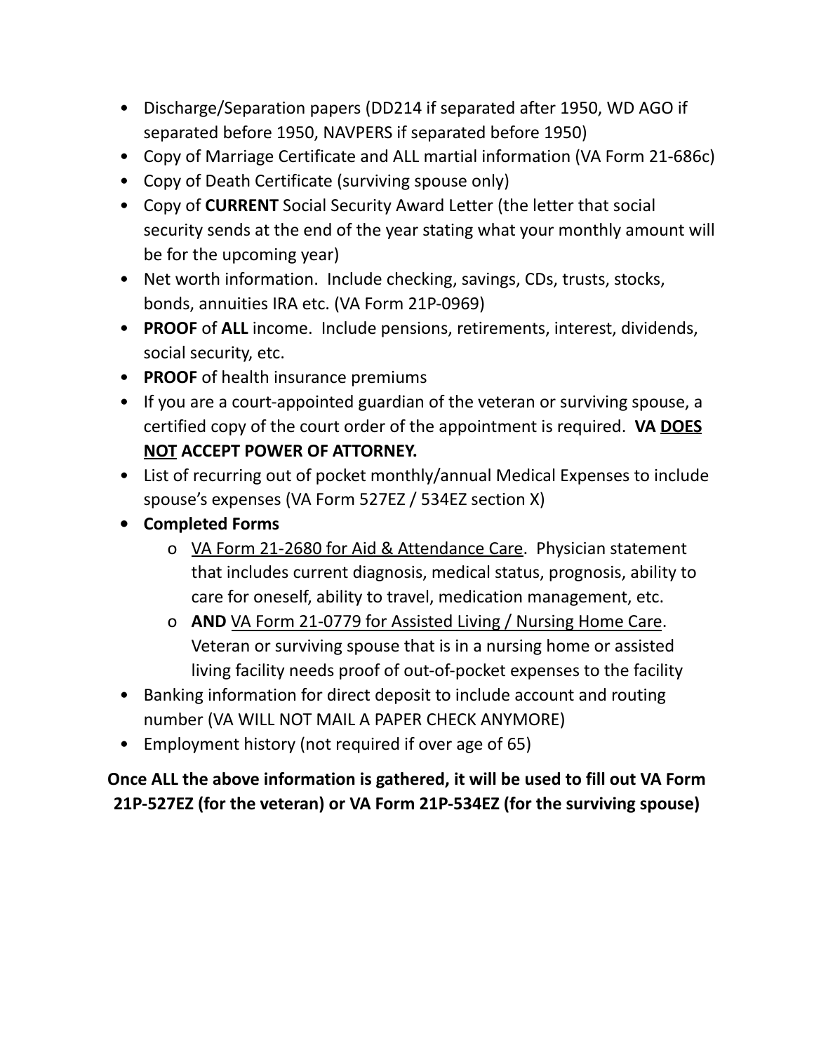- Discharge/Separation papers (DD214 if separated after 1950, WD AGO if separated before 1950, NAVPERS if separated before 1950)
- Copy of Marriage Certificate and ALL martial information (VA Form 21-686c)
- Copy of Death Certificate (surviving spouse only)
- Copy of **CURRENT** Social Security Award Letter (the letter that social security sends at the end of the year stating what your monthly amount will be for the upcoming year)
- Net worth information. Include checking, savings, CDs, trusts, stocks, bonds, annuities IRA etc. (VA Form 21P-0969)
- **PROOF** of **ALL** income. Include pensions, retirements, interest, dividends, social security, etc.
- **PROOF** of health insurance premiums
- If you are a court-appointed guardian of the veteran or surviving spouse, a certified copy of the court order of the appointment is required. **VA <u>DOES NOT</u> ACCEPT POWER OF ATTORNEY.**
- List of recurring out of pocket monthly/annual Medical Expenses to include spouse's expenses (VA Form 527EZ / 534EZ section X)
- **Completed Forms**
  - <u>VA Form 21-2680 for Aid & Attendance Care</u>. Physician statement that includes current diagnosis, medical status, prognosis, ability to care for oneself, ability to travel, medication management, etc.
  - **AND** <u>VA Form 21-0779 for Assisted Living / Nursing Home Care</u>. Veteran or surviving spouse that is in a nursing home or assisted living facility needs proof of out-of-pocket expenses to the facility
- Banking information for direct deposit to include account and routing number (VA WILL NOT MAIL A PAPER CHECK ANYMORE)
- Employment history (not required if over age of 65)

**Once ALL the above information is gathered, it will be used to fill out VA Form 21P-527EZ (for the veteran) or VA Form 21P-534EZ (for the surviving spouse)**